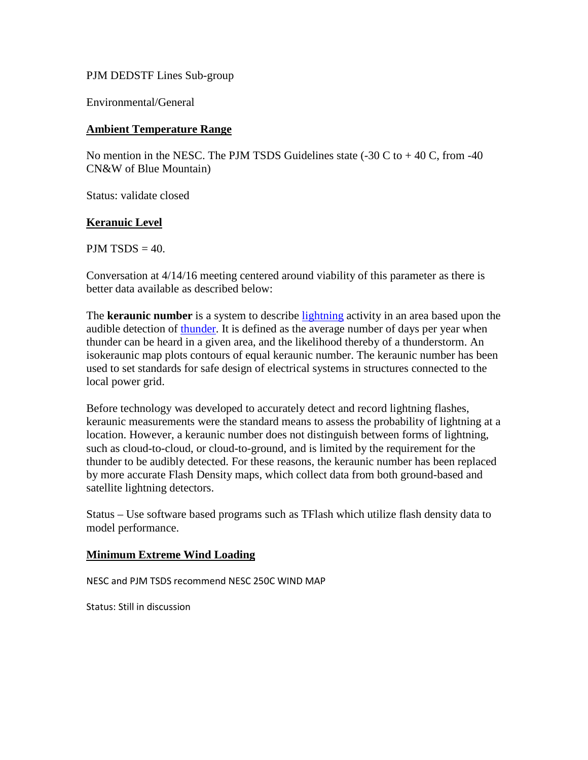PJM DEDSTF Lines Sub-group

Environmental/General

## Ambient Temperature Range

No mention in the NESC. The PJM TSDS Guidelines state (-30 C to + 40 C, from -40 CN&W of Blue Mountain)

Status: validate closed

## Keranuic Level

PJM TSDS = 40.

Conversation at 4/14/16 meeting centered around viability of this parameter as there is better data available as described below:

The **keraunic number** is a system to describe lightning activity in an area based upon the audible detection of thunder. It is defined as the average number of days per year when thunder can be heard in a given area, and the likelihood thereby of a thunderstorm. An isokeraunic map plots contours of equal keraunic number. The keraunic number has been used to set standards for safe design of electrical systems in structures connected to the local power grid.

Before technology was developed to accurately detect and record lightning flashes, keraunic measurements were the standard means to assess the probability of lightning at a location. However, a keraunic number does not distinguish between forms of lightning, such as cloud-to-cloud, or cloud-to-ground, and is limited by the requirement for the thunder to be audibly detected. For these reasons, the keraunic number has been replaced by more accurate Flash Density maps, which collect data from both ground-based and satellite lightning detectors.

Status – Use software based programs such as TFlash which utilize flash density data to model performance.

## Minimum Extreme Wind Loading

NESC and PJM TSDS recommend NESC 250C WIND MAP

Status: Still in discussion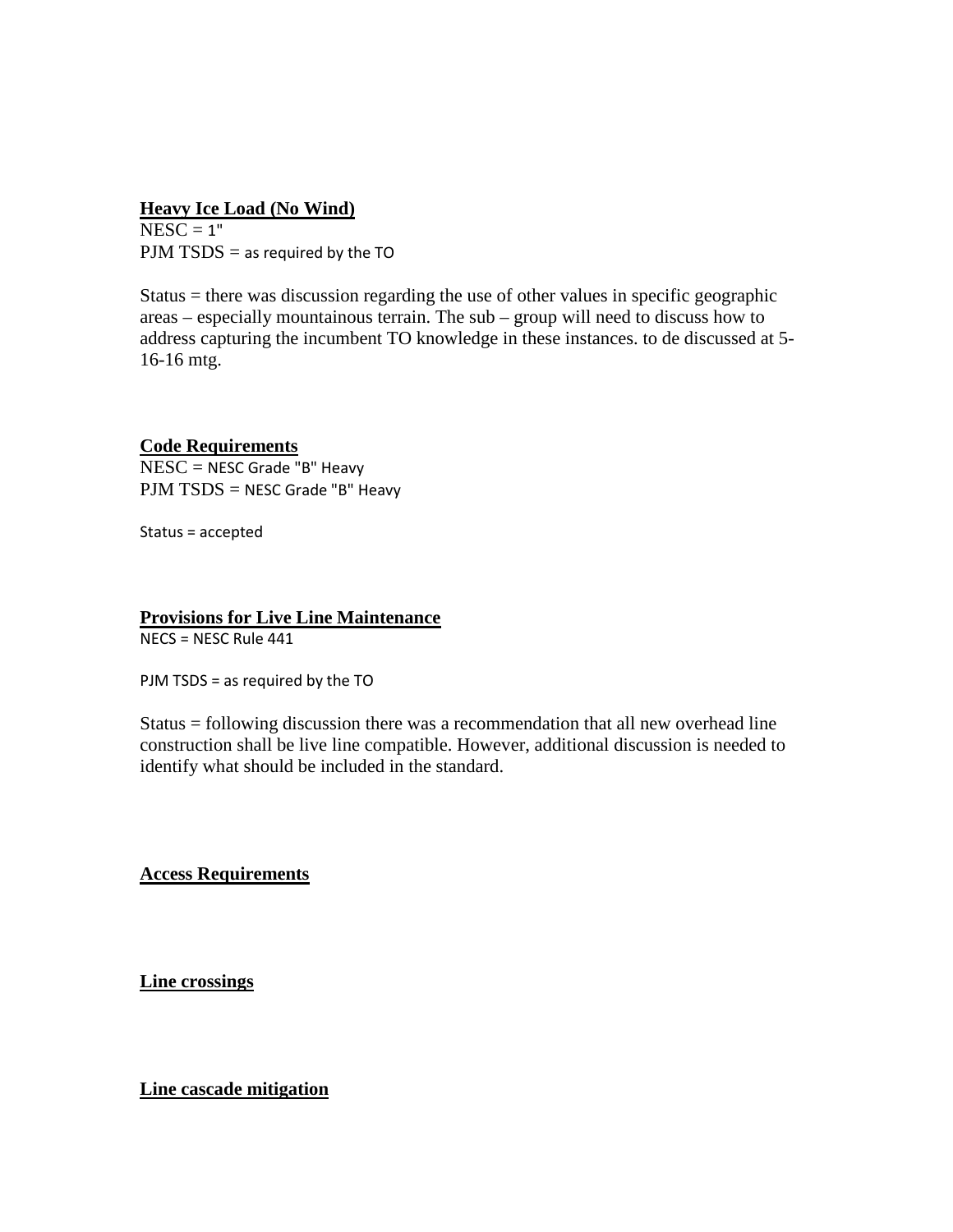**Heavy Ice Load (No Wind)**
NESC = 1"
PJM TSDS = as required by the TO

Status = there was discussion regarding the use of other values in specific geographic areas – especially mountainous terrain. The sub – group will need to discuss how to address capturing the incumbent TO knowledge in these instances. to de discussed at 5-16-16 mtg.

**Code Requirements**
NESC = NESC Grade "B" Heavy
PJM TSDS = NESC Grade "B" Heavy

Status = accepted

**Provisions for Live Line Maintenance**
NECS = NESC Rule 441

PJM TSDS = as required by the TO

Status = following discussion there was a recommendation that all new overhead line construction shall be live line compatible. However, additional discussion is needed to identify what should be included in the standard.

**Access Requirements**

**Line crossings**

**Line cascade mitigation**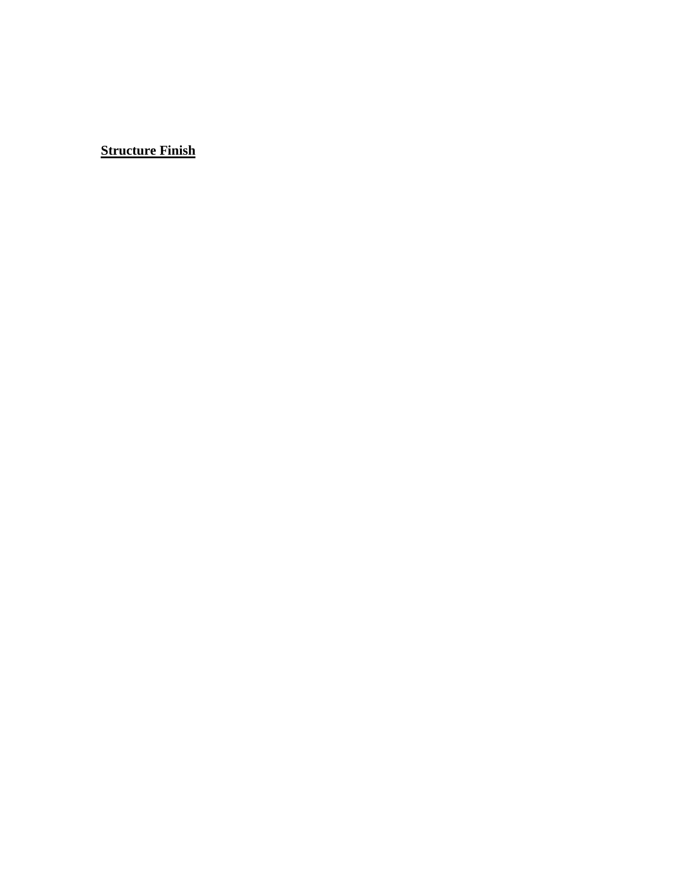**Structure Finish**